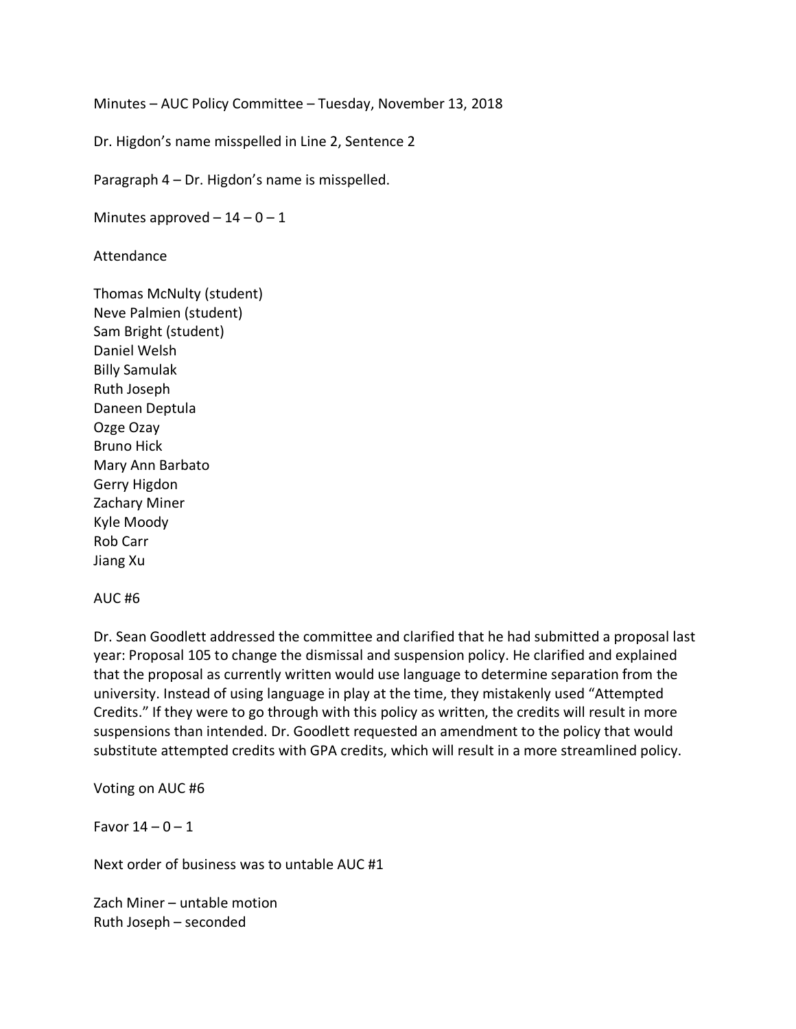Minutes – AUC Policy Committee – Tuesday, November 13, 2018

Dr. Higdon's name misspelled in Line 2, Sentence 2

Paragraph 4 – Dr. Higdon's name is misspelled.

Minutes approved – 14 – 0 – 1

Attendance

Thomas McNulty (student)
Neve Palmien (student)
Sam Bright (student)
Daniel Welsh
Billy Samulak
Ruth Joseph
Daneen Deptula
Ozge Ozay
Bruno Hick
Mary Ann Barbato
Gerry Higdon
Zachary Miner
Kyle Moody
Rob Carr
Jiang Xu

AUC #6

Dr. Sean Goodlett addressed the committee and clarified that he had submitted a proposal last year: Proposal 105 to change the dismissal and suspension policy. He clarified and explained that the proposal as currently written would use language to determine separation from the university. Instead of using language in play at the time, they mistakenly used "Attempted Credits." If they were to go through with this policy as written, the credits will result in more suspensions than intended. Dr. Goodlett requested an amendment to the policy that would substitute attempted credits with GPA credits, which will result in a more streamlined policy.

Voting on AUC #6

Favor 14 – 0 – 1

Next order of business was to untable AUC #1

Zach Miner – untable motion
Ruth Joseph – seconded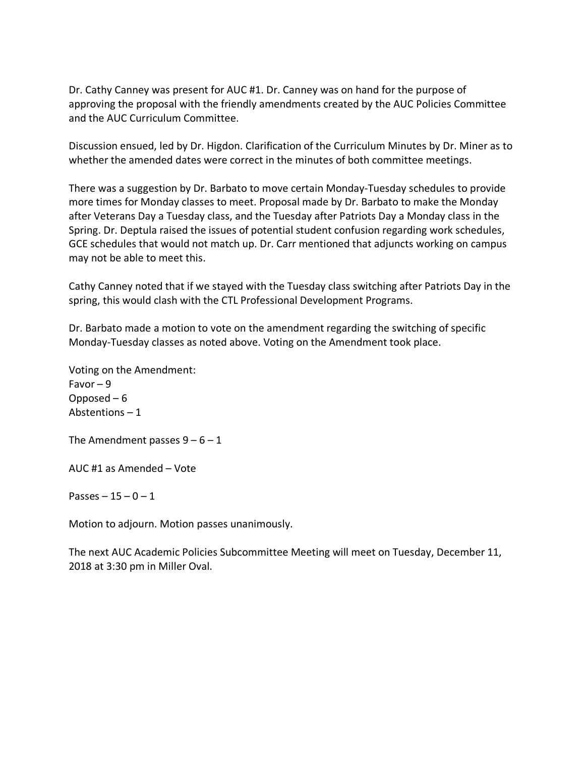Dr. Cathy Canney was present for AUC #1. Dr. Canney was on hand for the purpose of approving the proposal with the friendly amendments created by the AUC Policies Committee and the AUC Curriculum Committee.

Discussion ensued, led by Dr. Higdon. Clarification of the Curriculum Minutes by Dr. Miner as to whether the amended dates were correct in the minutes of both committee meetings.

There was a suggestion by Dr. Barbato to move certain Monday-Tuesday schedules to provide more times for Monday classes to meet. Proposal made by Dr. Barbato to make the Monday after Veterans Day a Tuesday class, and the Tuesday after Patriots Day a Monday class in the Spring. Dr. Deptula raised the issues of potential student confusion regarding work schedules, GCE schedules that would not match up. Dr. Carr mentioned that adjuncts working on campus may not be able to meet this.

Cathy Canney noted that if we stayed with the Tuesday class switching after Patriots Day in the spring, this would clash with the CTL Professional Development Programs.

Dr. Barbato made a motion to vote on the amendment regarding the switching of specific Monday-Tuesday classes as noted above. Voting on the Amendment took place.

Voting on the Amendment:
Favor – 9
Opposed – 6
Abstentions – 1

The Amendment passes 9 – 6 – 1

AUC #1 as Amended – Vote

Passes – 15 – 0 – 1

Motion to adjourn. Motion passes unanimously.

The next AUC Academic Policies Subcommittee Meeting will meet on Tuesday, December 11, 2018 at 3:30 pm in Miller Oval.